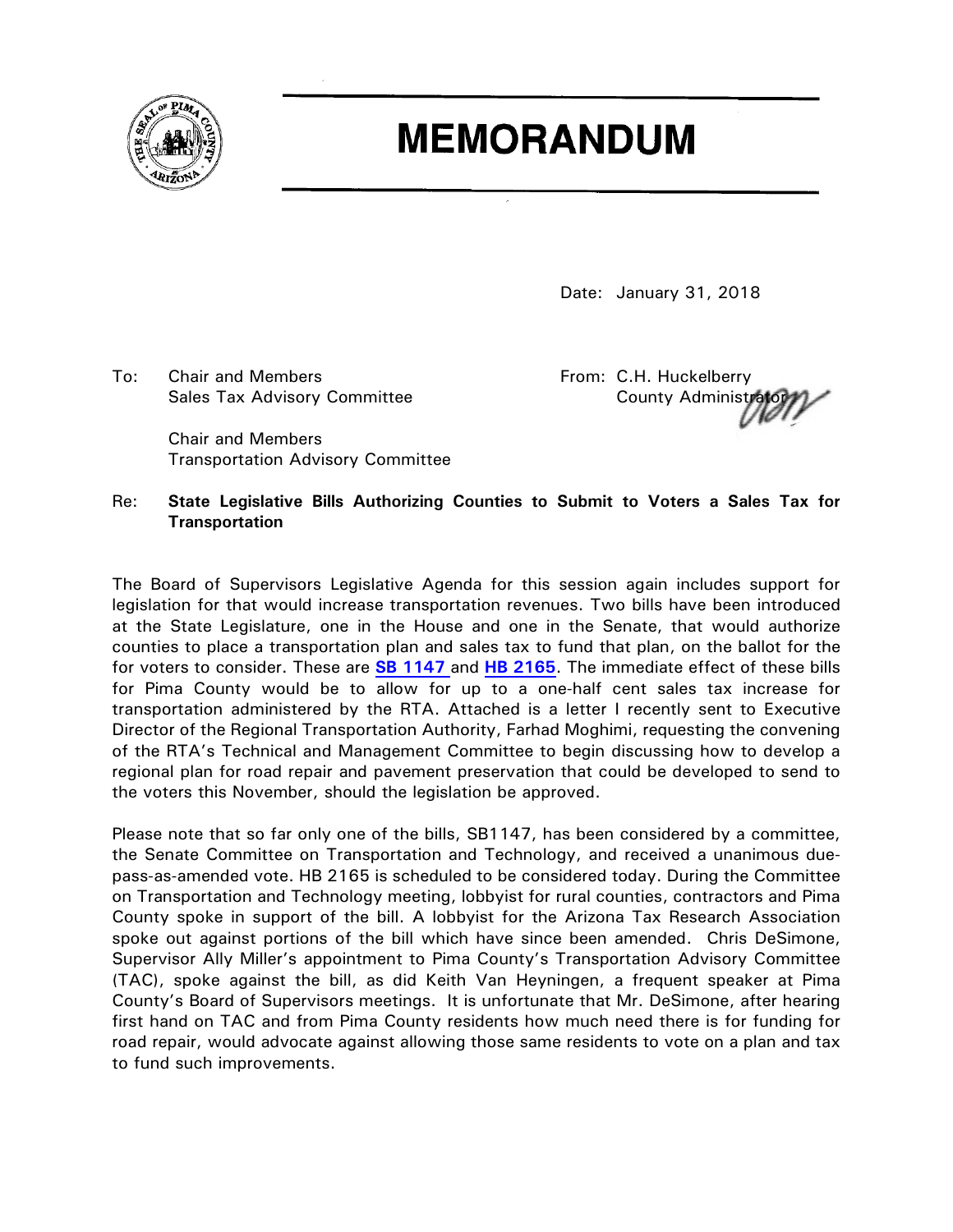# MEMORANDUM

Date: January 31, 2018

To: Chair and Members
Sales Tax Advisory Committee

Chair and Members
Transportation Advisory Committee

From: C.H. Huckelberry
County Administrator

Re: **State Legislative Bills Authorizing Counties to Submit to Voters a Sales Tax for Transportation**

The Board of Supervisors Legislative Agenda for this session again includes support for legislation for that would increase transportation revenues. Two bills have been introduced at the State Legislature, one in the House and one in the Senate, that would authorize counties to place a transportation plan and sales tax to fund that plan, on the ballot for the for voters to consider. These are **SB 1147** and **HB 2165**. The immediate effect of these bills for Pima County would be to allow for up to a one-half cent sales tax increase for transportation administered by the RTA. Attached is a letter I recently sent to Executive Director of the Regional Transportation Authority, Farhad Moghimi, requesting the convening of the RTA's Technical and Management Committee to begin discussing how to develop a regional plan for road repair and pavement preservation that could be developed to send to the voters this November, should the legislation be approved.

Please note that so far only one of the bills, SB1147, has been considered by a committee, the Senate Committee on Transportation and Technology, and received a unanimous due-pass-as-amended vote. HB 2165 is scheduled to be considered today. During the Committee on Transportation and Technology meeting, lobbyist for rural counties, contractors and Pima County spoke in support of the bill. A lobbyist for the Arizona Tax Research Association spoke out against portions of the bill which have since been amended. Chris DeSimone, Supervisor Ally Miller's appointment to Pima County's Transportation Advisory Committee (TAC), spoke against the bill, as did Keith Van Heyningen, a frequent speaker at Pima County's Board of Supervisors meetings. It is unfortunate that Mr. DeSimone, after hearing first hand on TAC and from Pima County residents how much need there is for funding for road repair, would advocate against allowing those same residents to vote on a plan and tax to fund such improvements.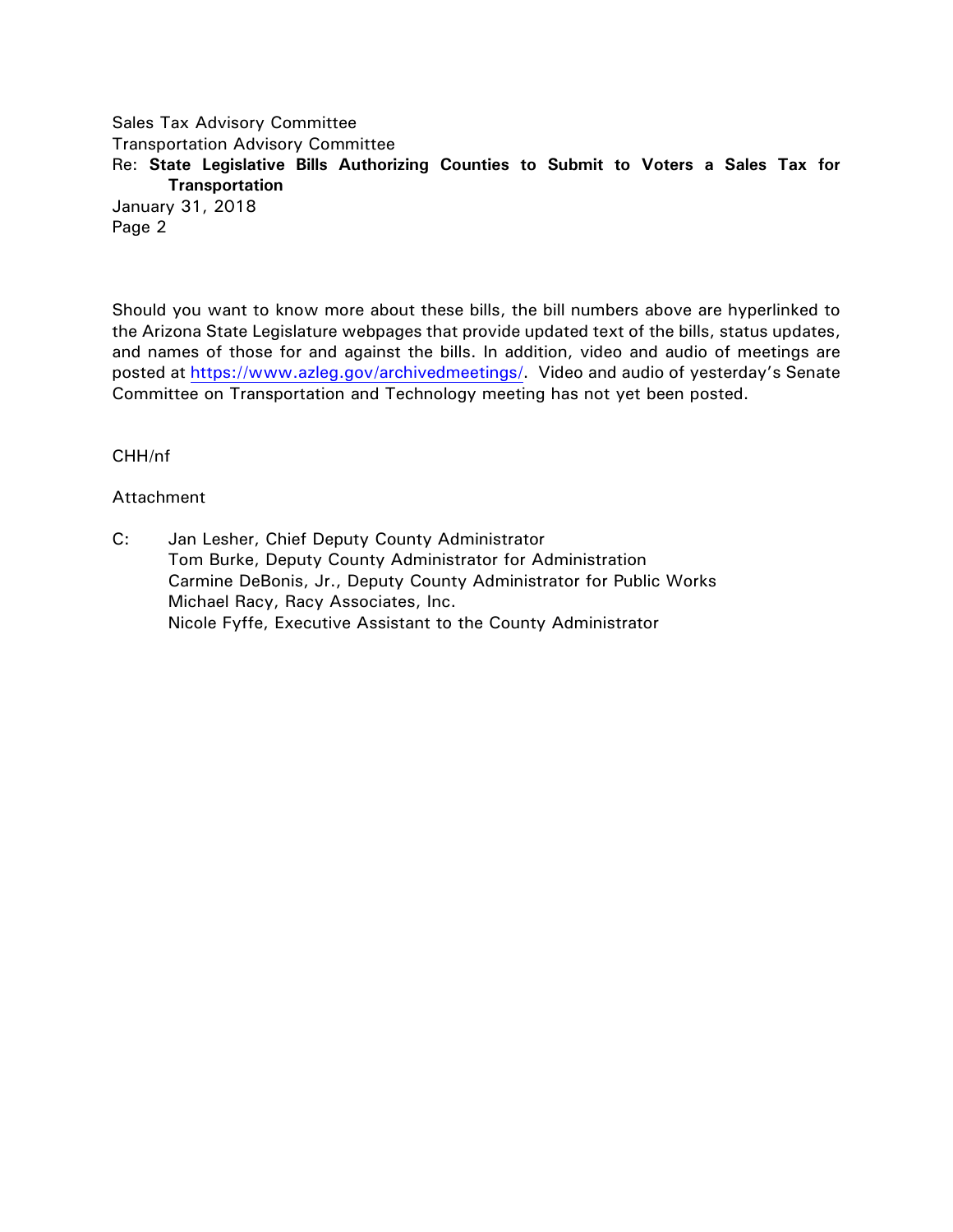Should you want to know more about these bills, the bill numbers above are hyperlinked to the Arizona State Legislature webpages that provide updated text of the bills, status updates, and names of those for and against the bills. In addition, video and audio of meetings are posted at https://www.azleg.gov/archivedmeetings/. Video and audio of yesterday's Senate Committee on Transportation and Technology meeting has not yet been posted.

CHH/nf

Attachment

C: Jan Lesher, Chief Deputy County Administrator
Tom Burke, Deputy County Administrator for Administration
Carmine DeBonis, Jr., Deputy County Administrator for Public Works
Michael Racy, Racy Associates, Inc.
Nicole Fyffe, Executive Assistant to the County Administrator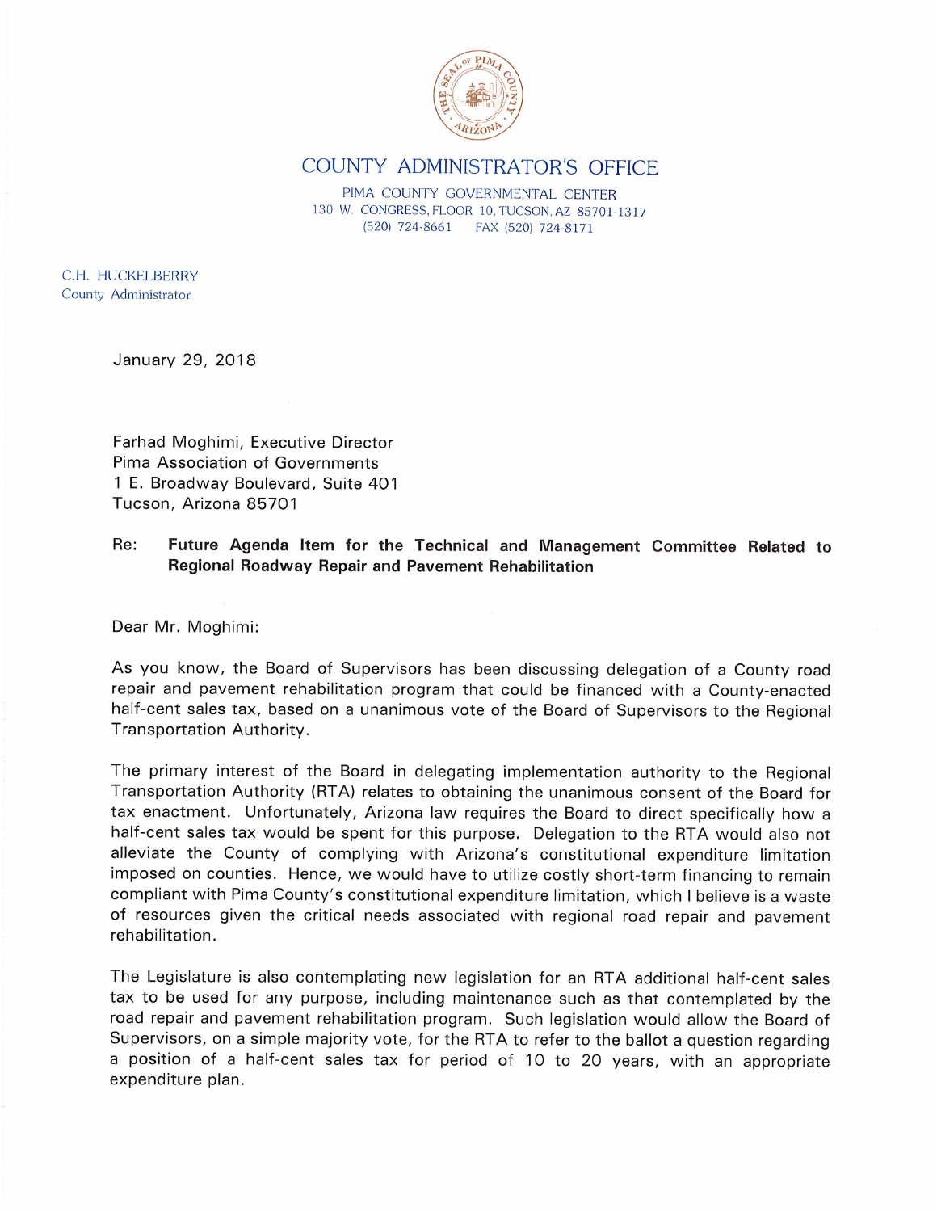COUNTY ADMINISTRATOR'S OFFICE

PIMA COUNTY GOVERNMENTAL CENTER
130 W. CONGRESS, FLOOR 10, TUCSON, AZ 85701-1317
(520) 724-8661 FAX (520) 724-8171

C.H. HUCKELBERRY
County Administrator

January 29, 2018

Farhad Moghimi, Executive Director
Pima Association of Governments
1 E. Broadway Boulevard, Suite 401
Tucson, Arizona 85701

Re: **Future Agenda Item for the Technical and Management Committee Related to Regional Roadway Repair and Pavement Rehabilitation**

Dear Mr. Moghimi:

As you know, the Board of Supervisors has been discussing delegation of a County road repair and pavement rehabilitation program that could be financed with a County-enacted half-cent sales tax, based on a unanimous vote of the Board of Supervisors to the Regional Transportation Authority.

The primary interest of the Board in delegating implementation authority to the Regional Transportation Authority (RTA) relates to obtaining the unanimous consent of the Board for tax enactment. Unfortunately, Arizona law requires the Board to direct specifically how a half-cent sales tax would be spent for this purpose. Delegation to the RTA would also not alleviate the County of complying with Arizona's constitutional expenditure limitation imposed on counties. Hence, we would have to utilize costly short-term financing to remain compliant with Pima County's constitutional expenditure limitation, which I believe is a waste of resources given the critical needs associated with regional road repair and pavement rehabilitation.

The Legislature is also contemplating new legislation for an RTA additional half-cent sales tax to be used for any purpose, including maintenance such as that contemplated by the road repair and pavement rehabilitation program. Such legislation would allow the Board of Supervisors, on a simple majority vote, for the RTA to refer to the ballot a question regarding a position of a half-cent sales tax for period of 10 to 20 years, with an appropriate expenditure plan.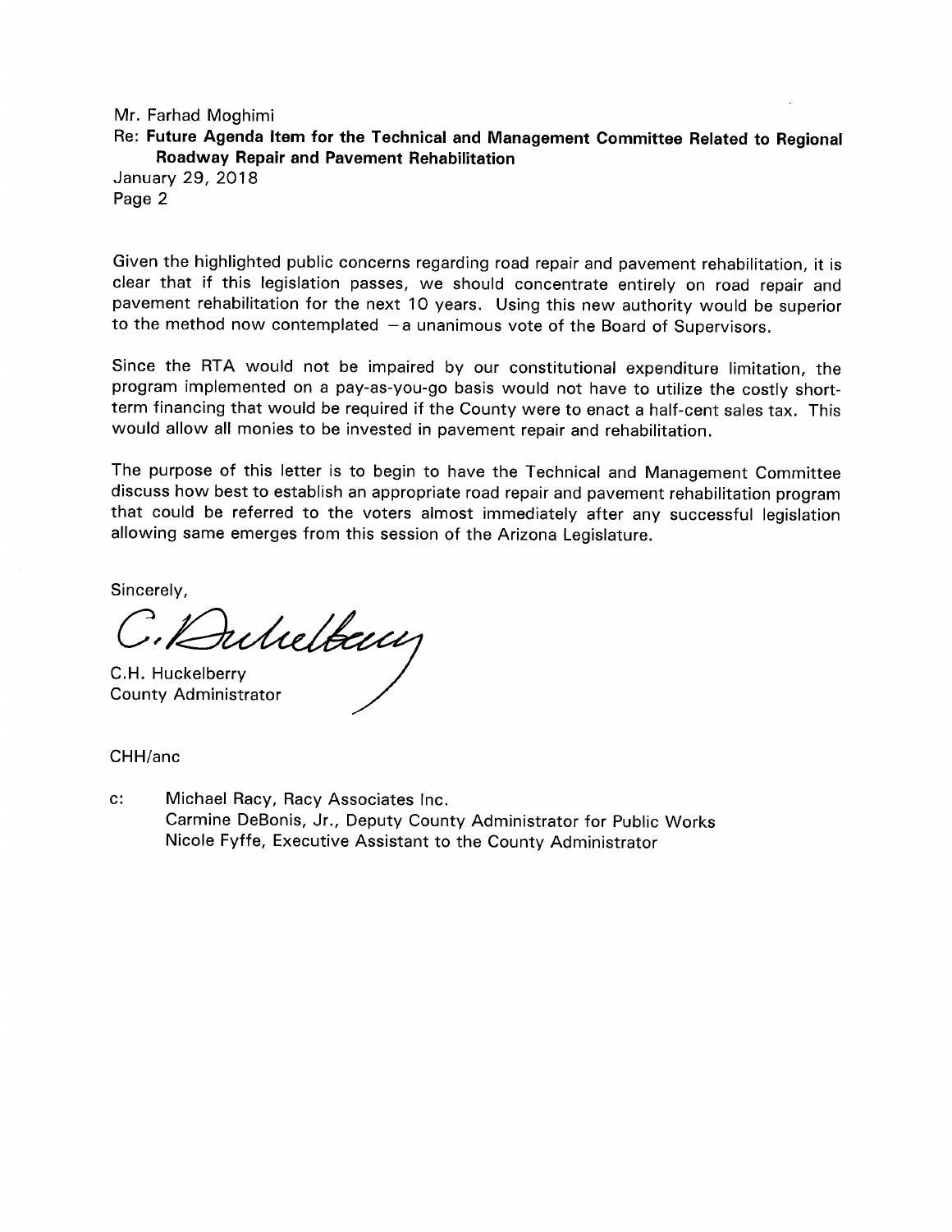Mr. Farhad Moghimi
Re: **Future Agenda Item for the Technical and Management Committee Related to Regional Roadway Repair and Pavement Rehabilitation**
January 29, 2018
Page 2

Given the highlighted public concerns regarding road repair and pavement rehabilitation, it is clear that if this legislation passes, we should concentrate entirely on road repair and pavement rehabilitation for the next 10 years. Using this new authority would be superior to the method now contemplated – a unanimous vote of the Board of Supervisors.

Since the RTA would not be impaired by our constitutional expenditure limitation, the program implemented on a pay-as-you-go basis would not have to utilize the costly short-term financing that would be required if the County were to enact a half-cent sales tax. This would allow all monies to be invested in pavement repair and rehabilitation.

The purpose of this letter is to begin to have the Technical and Management Committee discuss how best to establish an appropriate road repair and pavement rehabilitation program that could be referred to the voters almost immediately after any successful legislation allowing same emerges from this session of the Arizona Legislature.

Sincerely,

C.H. Huckelberry
County Administrator

CHH/anc

c: Michael Racy, Racy Associates Inc.
Carmine DeBonis, Jr., Deputy County Administrator for Public Works
Nicole Fyffe, Executive Assistant to the County Administrator